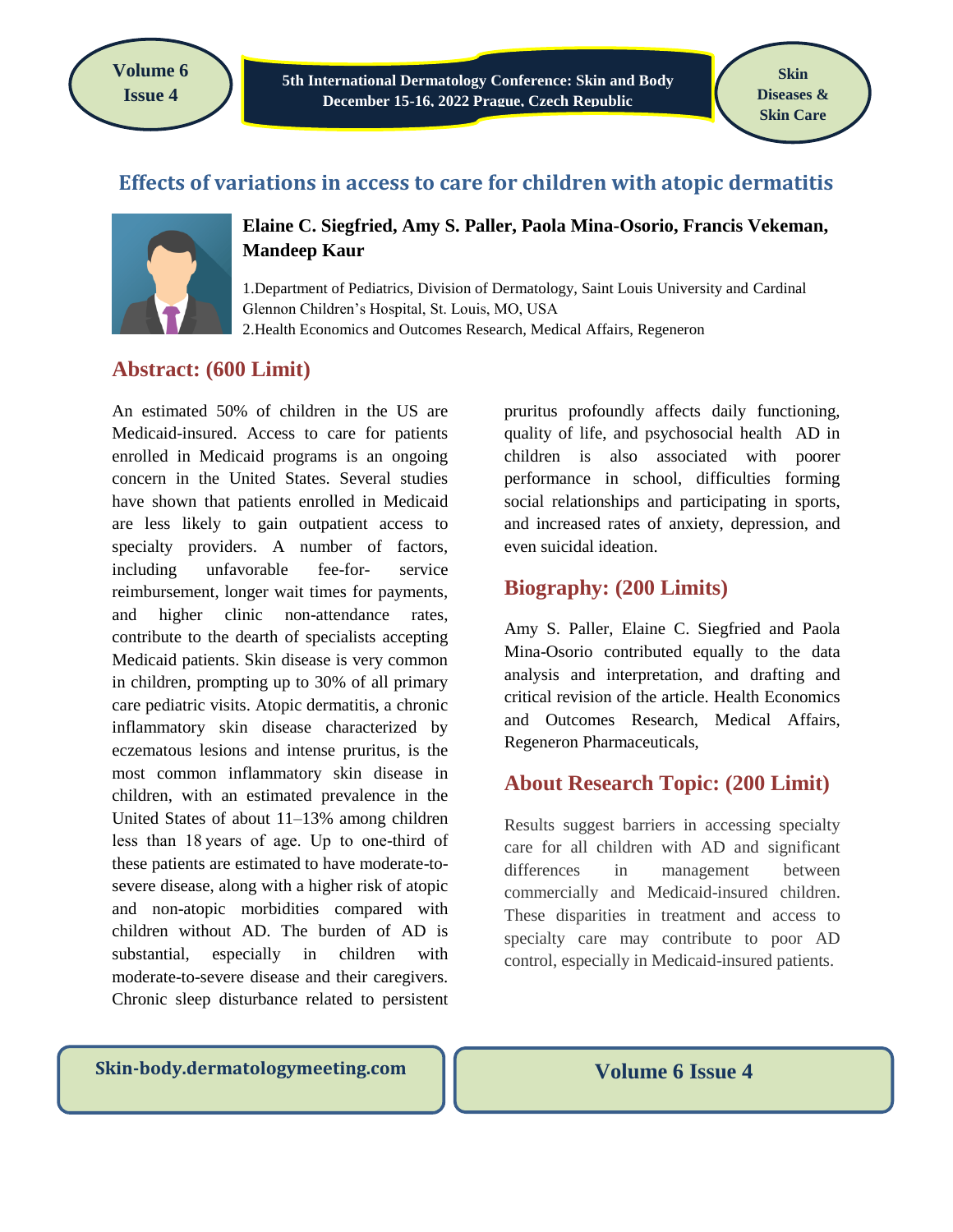# Effects of variations in access to care for children with atopic dermatitis

**Elaine C. Siegfried, Amy S. Paller, Paola Mina-Osorio, Francis Vekeman, Mandeep Kaur**

1.Department of Pediatrics, Division of Dermatology, Saint Louis University and Cardinal Glennon Children's Hospital, St. Louis, MO, USA
2.Health Economics and Outcomes Research, Medical Affairs, Regeneron

## Abstract: (600 Limit)

An estimated 50% of children in the US are Medicaid-insured. Access to care for patients enrolled in Medicaid programs is an ongoing concern in the United States. Several studies have shown that patients enrolled in Medicaid are less likely to gain outpatient access to specialty providers. A number of factors, including unfavorable fee-for- service reimbursement, longer wait times for payments, and higher clinic non-attendance rates, contribute to the dearth of specialists accepting Medicaid patients. Skin disease is very common in children, prompting up to 30% of all primary care pediatric visits. Atopic dermatitis, a chronic inflammatory skin disease characterized by eczematous lesions and intense pruritus, is the most common inflammatory skin disease in children, with an estimated prevalence in the United States of about 11–13% among children less than 18 years of age. Up to one-third of these patients are estimated to have moderate-to-severe disease, along with a higher risk of atopic and non-atopic morbidities compared with children without AD. The burden of AD is substantial, especially in children with moderate-to-severe disease and their caregivers. Chronic sleep disturbance related to persistent pruritus profoundly affects daily functioning, quality of life, and psychosocial health AD in children is also associated with poorer performance in school, difficulties forming social relationships and participating in sports, and increased rates of anxiety, depression, and even suicidal ideation.

## Biography: (200 Limits)

Amy S. Paller, Elaine C. Siegfried and Paola Mina-Osorio contributed equally to the data analysis and interpretation, and drafting and critical revision of the article. Health Economics and Outcomes Research, Medical Affairs, Regeneron Pharmaceuticals,

## About Research Topic: (200 Limit)

Results suggest barriers in accessing specialty care for all children with AD and significant differences in management between commercially and Medicaid-insured children. These disparities in treatment and access to specialty care may contribute to poor AD control, especially in Medicaid-insured patients.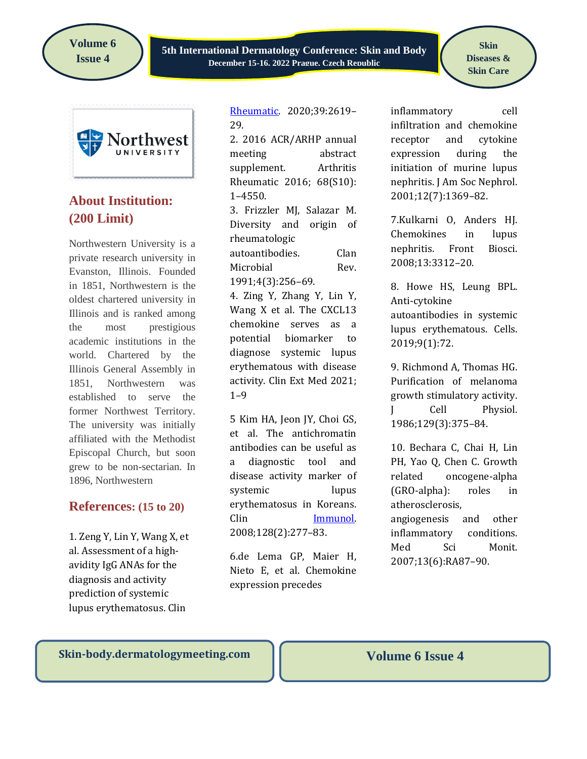## About Institution: (200 Limit)

Northwestern University is a private research university in Evanston, Illinois. Founded in 1851, Northwestern is the oldest chartered university in Illinois and is ranked among the most prestigious academic institutions in the world. Chartered by the Illinois General Assembly in 1851, Northwestern was established to serve the former Northwest Territory. The university was initially affiliated with the Methodist Episcopal Church, but soon grew to be non-sectarian. In 1896, Northwestern

## References: (15 to 20)

1. Zeng Y, Lin Y, Wang X, et al. Assessment of a high-avidity IgG ANAs for the diagnosis and activity prediction of systemic lupus erythematosus. Clin Rheumatic. 2020;39:2619–29.

2. 2016 ACR/ARHP annual meeting abstract supplement. Arthritis Rheumatic 2016; 68(S10): 1–4550.

3. Frizzler MJ, Salazar M. Diversity and origin of rheumatologic autoantibodies. Clan Microbial Rev. 1991;4(3):256–69.

4. Zing Y, Zhang Y, Lin Y, Wang X et al. The CXCL13 chemokine serves as a potential biomarker to diagnose systemic lupus erythematous with disease activity. Clin Ext Med 2021; 1–9

5 Kim HA, Jeon JY, Choi GS, et al. The antichromatin antibodies can be useful as a diagnostic tool and disease activity marker of systemic lupus erythematosus in Koreans. Clin Immunol. 2008;128(2):277–83.

6.de Lema GP, Maier H, Nieto E, et al. Chemokine expression precedes inflammatory cell infiltration and chemokine receptor and cytokine expression during the initiation of murine lupus nephritis. J Am Soc Nephrol. 2001;12(7):1369–82.

7.Kulkarni O, Anders HJ. Chemokines in lupus nephritis. Front Biosci. 2008;13:3312–20.

8. Howe HS, Leung BPL. Anti-cytokine autoantibodies in systemic lupus erythematous. Cells. 2019;9(1):72.

9. Richmond A, Thomas HG. Purification of melanoma growth stimulatory activity. J Cell Physiol. 1986;129(3):375–84.

10. Bechara C, Chai H, Lin PH, Yao Q, Chen C. Growth related oncogene-alpha (GRO-alpha): roles in atherosclerosis, angiogenesis and other inflammatory conditions. Med Sci Monit. 2007;13(6):RA87–90.